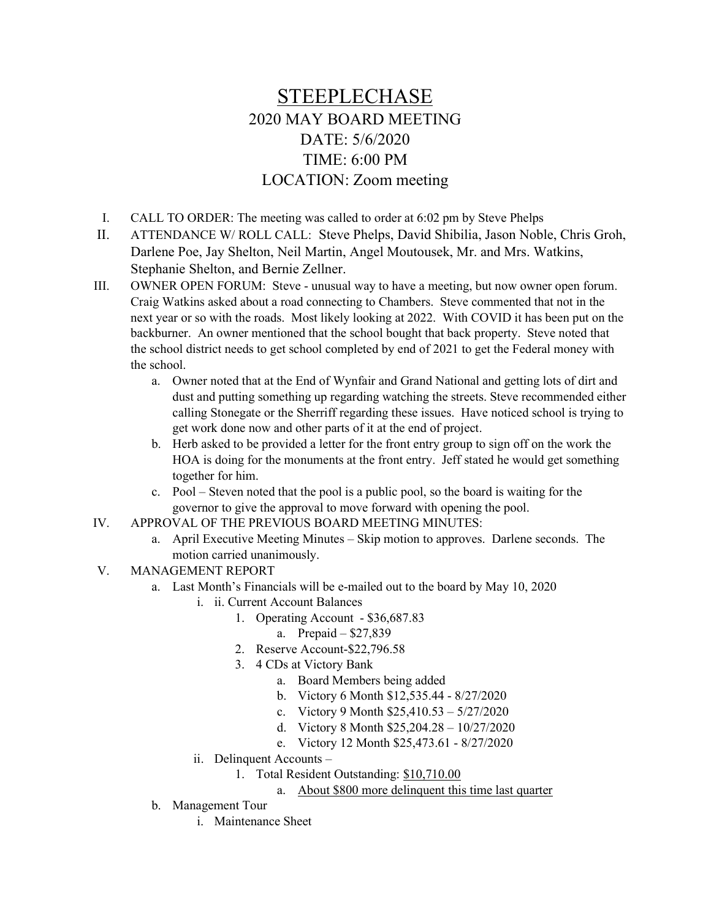# STEEPLECHASE

## 2020 MAY BOARD MEETING

## DATE: 5/6/2020

## TIME: 6:00 PM

## LOCATION: Zoom meeting

I. CALL TO ORDER: The meeting was called to order at 6:02 pm by Steve Phelps

II. ATTENDANCE W/ ROLL CALL: Steve Phelps, David Shibilia, Jason Noble, Chris Groh, Darlene Poe, Jay Shelton, Neil Martin, Angel Moutousek, Mr. and Mrs. Watkins, Stephanie Shelton, and Bernie Zellner.

III. OWNER OPEN FORUM: Steve - unusual way to have a meeting, but now owner open forum. Craig Watkins asked about a road connecting to Chambers. Steve commented that not in the next year or so with the roads. Most likely looking at 2022. With COVID it has been put on the backburner. An owner mentioned that the school bought that back property. Steve noted that the school district needs to get school completed by end of 2021 to get the Federal money with the school.

   a. Owner noted that at the End of Wynfair and Grand National and getting lots of dirt and dust and putting something up regarding watching the streets. Steve recommended either calling Stonegate or the Sherriff regarding these issues. Have noticed school is trying to get work done now and other parts of it at the end of project.

   b. Herb asked to be provided a letter for the front entry group to sign off on the work the HOA is doing for the monuments at the front entry. Jeff stated he would get something together for him.

   c. Pool – Steven noted that the pool is a public pool, so the board is waiting for the governor to give the approval to move forward with opening the pool.

IV. APPROVAL OF THE PREVIOUS BOARD MEETING MINUTES:

   a. April Executive Meeting Minutes – Skip motion to approves. Darlene seconds. The motion carried unanimously.

V. MANAGEMENT REPORT

   a. Last Month's Financials will be e-mailed out to the board by May 10, 2020

      i. ii. Current Account Balances

         1. Operating Account - $36,687.83

            a. Prepaid – $27,839

         2. Reserve Account-$22,796.58

         3. 4 CDs at Victory Bank

            a. Board Members being added

            b. Victory 6 Month $12,535.44 - 8/27/2020

            c. Victory 9 Month $25,410.53 – 5/27/2020

            d. Victory 8 Month $25,204.28 – 10/27/2020

            e. Victory 12 Month $25,473.61 - 8/27/2020

      ii. Delinquent Accounts –

         1. Total Resident Outstanding: <u>$10,710.00</u>

            a. <u>About $800 more delinquent this time last quarter</u>

   b. Management Tour

      i. Maintenance Sheet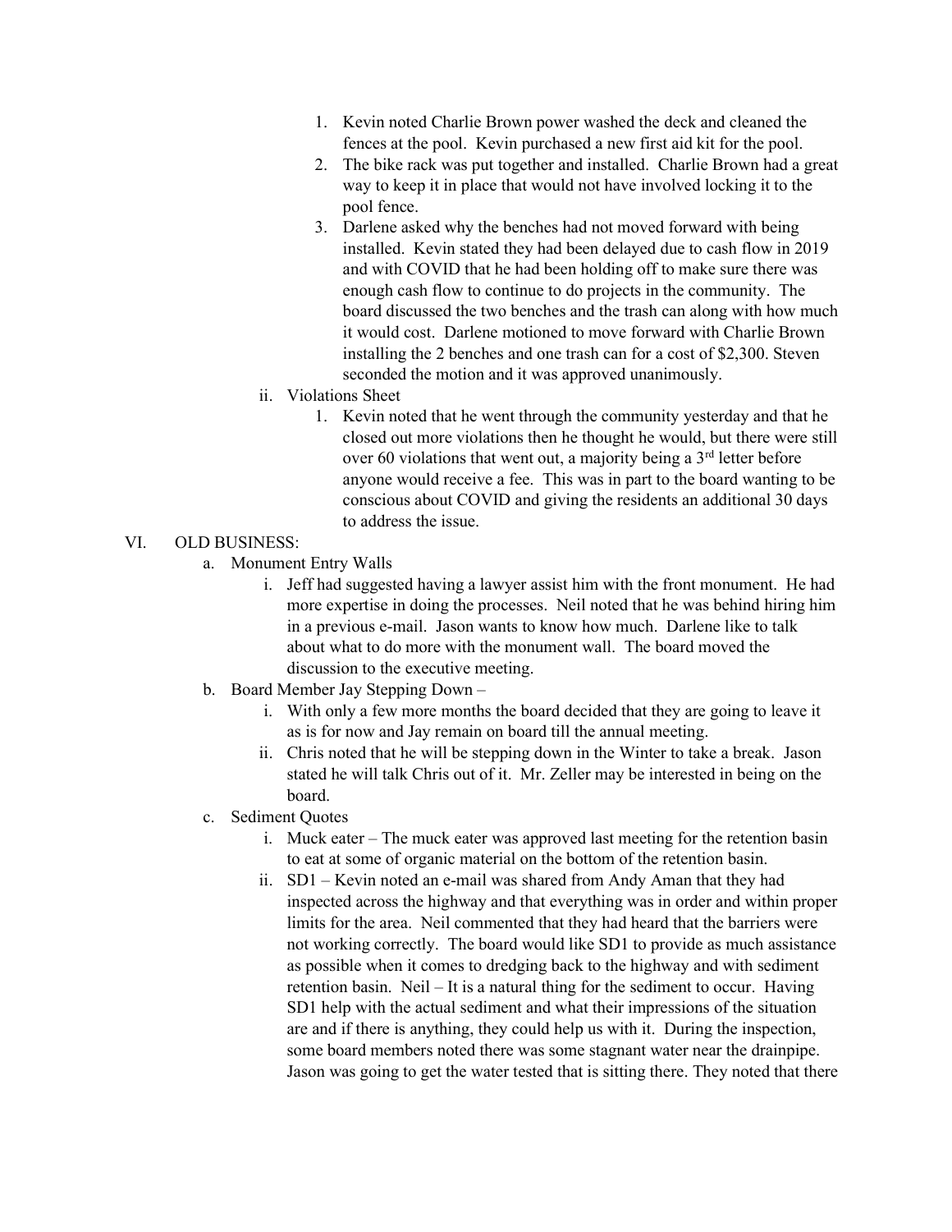1. Kevin noted Charlie Brown power washed the deck and cleaned the fences at the pool. Kevin purchased a new first aid kit for the pool.
2. The bike rack was put together and installed. Charlie Brown had a great way to keep it in place that would not have involved locking it to the pool fence.
3. Darlene asked why the benches had not moved forward with being installed. Kevin stated they had been delayed due to cash flow in 2019 and with COVID that he had been holding off to make sure there was enough cash flow to continue to do projects in the community. The board discussed the two benches and the trash can along with how much it would cost. Darlene motioned to move forward with Charlie Brown installing the 2 benches and one trash can for a cost of $2,300. Steven seconded the motion and it was approved unanimously.

ii. Violations Sheet

1. Kevin noted that he went through the community yesterday and that he closed out more violations then he thought he would, but there were still over 60 violations that went out, a majority being a 3rd letter before anyone would receive a fee. This was in part to the board wanting to be conscious about COVID and giving the residents an additional 30 days to address the issue.

VI. OLD BUSINESS:

a. Monument Entry Walls

i. Jeff had suggested having a lawyer assist him with the front monument. He had more expertise in doing the processes. Neil noted that he was behind hiring him in a previous e-mail. Jason wants to know how much. Darlene like to talk about what to do more with the monument wall. The board moved the discussion to the executive meeting.

b. Board Member Jay Stepping Down –

i. With only a few more months the board decided that they are going to leave it as is for now and Jay remain on board till the annual meeting.

ii. Chris noted that he will be stepping down in the Winter to take a break. Jason stated he will talk Chris out of it. Mr. Zeller may be interested in being on the board.

c. Sediment Quotes

i. Muck eater – The muck eater was approved last meeting for the retention basin to eat at some of organic material on the bottom of the retention basin.

ii. SD1 – Kevin noted an e-mail was shared from Andy Aman that they had inspected across the highway and that everything was in order and within proper limits for the area. Neil commented that they had heard that the barriers were not working correctly. The board would like SD1 to provide as much assistance as possible when it comes to dredging back to the highway and with sediment retention basin. Neil – It is a natural thing for the sediment to occur. Having SD1 help with the actual sediment and what their impressions of the situation are and if there is anything, they could help us with it. During the inspection, some board members noted there was some stagnant water near the drainpipe. Jason was going to get the water tested that is sitting there. They noted that there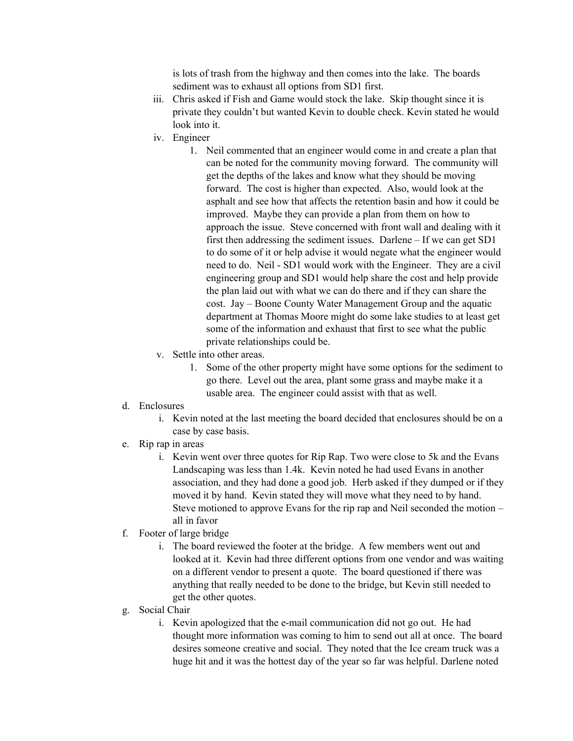is lots of trash from the highway and then comes into the lake. The boards sediment was to exhaust all options from SD1 first.

iii. Chris asked if Fish and Game would stock the lake. Skip thought since it is private they couldn't but wanted Kevin to double check. Kevin stated he would look into it.

iv. Engineer

1. Neil commented that an engineer would come in and create a plan that can be noted for the community moving forward. The community will get the depths of the lakes and know what they should be moving forward. The cost is higher than expected. Also, would look at the asphalt and see how that affects the retention basin and how it could be improved. Maybe they can provide a plan from them on how to approach the issue. Steve concerned with front wall and dealing with it first then addressing the sediment issues. Darlene – If we can get SD1 to do some of it or help advise it would negate what the engineer would need to do. Neil - SD1 would work with the Engineer. They are a civil engineering group and SD1 would help share the cost and help provide the plan laid out with what we can do there and if they can share the cost. Jay – Boone County Water Management Group and the aquatic department at Thomas Moore might do some lake studies to at least get some of the information and exhaust that first to see what the public private relationships could be.

v. Settle into other areas.

1. Some of the other property might have some options for the sediment to go there. Level out the area, plant some grass and maybe make it a usable area. The engineer could assist with that as well.

d. Enclosures

i. Kevin noted at the last meeting the board decided that enclosures should be on a case by case basis.

e. Rip rap in areas

i. Kevin went over three quotes for Rip Rap. Two were close to 5k and the Evans Landscaping was less than 1.4k. Kevin noted he had used Evans in another association, and they had done a good job. Herb asked if they dumped or if they moved it by hand. Kevin stated they will move what they need to by hand. Steve motioned to approve Evans for the rip rap and Neil seconded the motion – all in favor

f. Footer of large bridge

i. The board reviewed the footer at the bridge. A few members went out and looked at it. Kevin had three different options from one vendor and was waiting on a different vendor to present a quote. The board questioned if there was anything that really needed to be done to the bridge, but Kevin still needed to get the other quotes.

g. Social Chair

i. Kevin apologized that the e-mail communication did not go out. He had thought more information was coming to him to send out all at once. The board desires someone creative and social. They noted that the Ice cream truck was a huge hit and it was the hottest day of the year so far was helpful. Darlene noted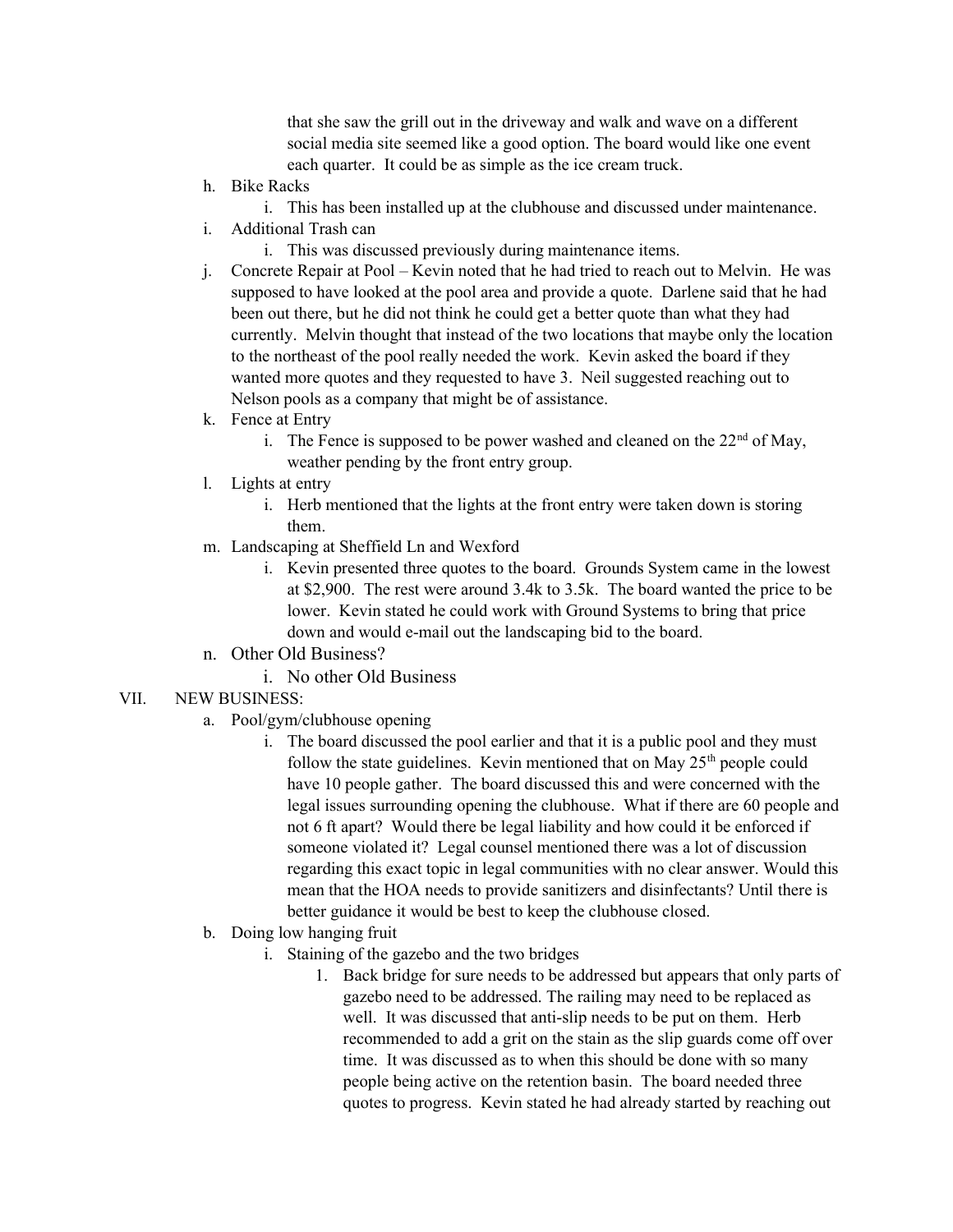that she saw the grill out in the driveway and walk and wave on a different social media site seemed like a good option. The board would like one event each quarter. It could be as simple as the ice cream truck.

h. Bike Racks
   i. This has been installed up at the clubhouse and discussed under maintenance.

i. Additional Trash can
   i. This was discussed previously during maintenance items.

j. Concrete Repair at Pool – Kevin noted that he had tried to reach out to Melvin. He was supposed to have looked at the pool area and provide a quote. Darlene said that he had been out there, but he did not think he could get a better quote than what they had currently. Melvin thought that instead of the two locations that maybe only the location to the northeast of the pool really needed the work. Kevin asked the board if they wanted more quotes and they requested to have 3. Neil suggested reaching out to Nelson pools as a company that might be of assistance.

k. Fence at Entry
   i. The Fence is supposed to be power washed and cleaned on the 22nd of May, weather pending by the front entry group.

l. Lights at entry
   i. Herb mentioned that the lights at the front entry were taken down is storing them.

m. Landscaping at Sheffield Ln and Wexford
   i. Kevin presented three quotes to the board. Grounds System came in the lowest at $2,900. The rest were around 3.4k to 3.5k. The board wanted the price to be lower. Kevin stated he could work with Ground Systems to bring that price down and would e-mail out the landscaping bid to the board.

n. Other Old Business?
   i. No other Old Business

VII. NEW BUSINESS:

a. Pool/gym/clubhouse opening
   i. The board discussed the pool earlier and that it is a public pool and they must follow the state guidelines. Kevin mentioned that on May 25th people could have 10 people gather. The board discussed this and were concerned with the legal issues surrounding opening the clubhouse. What if there are 60 people and not 6 ft apart? Would there be legal liability and how could it be enforced if someone violated it? Legal counsel mentioned there was a lot of discussion regarding this exact topic in legal communities with no clear answer. Would this mean that the HOA needs to provide sanitizers and disinfectants? Until there is better guidance it would be best to keep the clubhouse closed.

b. Doing low hanging fruit
   i. Staining of the gazebo and the two bridges
      1. Back bridge for sure needs to be addressed but appears that only parts of gazebo need to be addressed. The railing may need to be replaced as well. It was discussed that anti-slip needs to be put on them. Herb recommended to add a grit on the stain as the slip guards come off over time. It was discussed as to when this should be done with so many people being active on the retention basin. The board needed three quotes to progress. Kevin stated he had already started by reaching out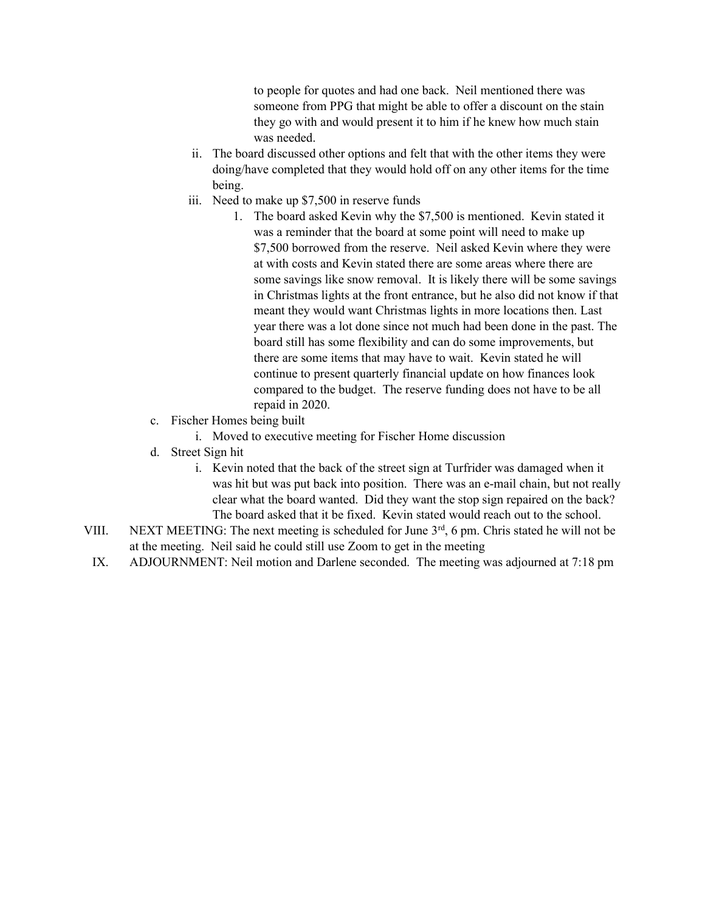to people for quotes and had one back. Neil mentioned there was someone from PPG that might be able to offer a discount on the stain they go with and would present it to him if he knew how much stain was needed.

ii. The board discussed other options and felt that with the other items they were doing/have completed that they would hold off on any other items for the time being.

iii. Need to make up $7,500 in reserve funds

1. The board asked Kevin why the $7,500 is mentioned. Kevin stated it was a reminder that the board at some point will need to make up $7,500 borrowed from the reserve. Neil asked Kevin where they were at with costs and Kevin stated there are some areas where there are some savings like snow removal. It is likely there will be some savings in Christmas lights at the front entrance, but he also did not know if that meant they would want Christmas lights in more locations then. Last year there was a lot done since not much had been done in the past. The board still has some flexibility and can do some improvements, but there are some items that may have to wait. Kevin stated he will continue to present quarterly financial update on how finances look compared to the budget. The reserve funding does not have to be all repaid in 2020.

c. Fischer Homes being built

i. Moved to executive meeting for Fischer Home discussion

d. Street Sign hit

i. Kevin noted that the back of the street sign at Turfrider was damaged when it was hit but was put back into position. There was an e-mail chain, but not really clear what the board wanted. Did they want the stop sign repaired on the back? The board asked that it be fixed. Kevin stated would reach out to the school.

VIII. NEXT MEETING: The next meeting is scheduled for June 3rd, 6 pm. Chris stated he will not be at the meeting. Neil said he could still use Zoom to get in the meeting

IX. ADJOURNMENT: Neil motion and Darlene seconded. The meeting was adjourned at 7:18 pm